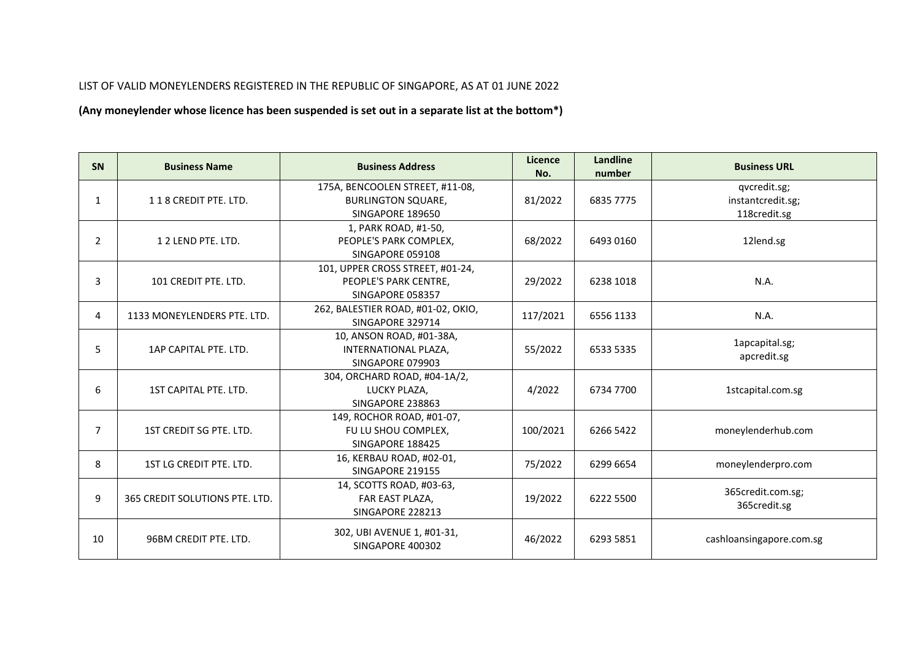LIST OF VALID MONEYLENDERS REGISTERED IN THE REPUBLIC OF SINGAPORE, AS AT 01 JUNE 2022

**(Any moneylender whose licence has been suspended is set out in a separate list at the bottom*)**

| SN | Business Name | Business Address | Licence No. | Landline number | Business URL |
|---|---|---|---|---|---|
| 1 | 1 1 8 CREDIT PTE. LTD. | 175A, BENCOOLEN STREET, #11-08, BURLINGTON SQUARE, SINGAPORE 189650 | 81/2022 | 6835 7775 | qvcredit.sg; instantcredit.sg; 118credit.sg |
| 2 | 1 2 LEND PTE. LTD. | 1, PARK ROAD, #1-50, PEOPLE'S PARK COMPLEX, SINGAPORE 059108 | 68/2022 | 6493 0160 | 12lend.sg |
| 3 | 101 CREDIT PTE. LTD. | 101, UPPER CROSS STREET, #01-24, PEOPLE'S PARK CENTRE, SINGAPORE 058357 | 29/2022 | 6238 1018 | N.A. |
| 4 | 1133 MONEYLENDERS PTE. LTD. | 262, BALESTIER ROAD, #01-02, OKIO, SINGAPORE 329714 | 117/2021 | 6556 1133 | N.A. |
| 5 | 1AP CAPITAL PTE. LTD. | 10, ANSON ROAD, #01-38A, INTERNATIONAL PLAZA, SINGAPORE 079903 | 55/2022 | 6533 5335 | 1apcapital.sg; apcredit.sg |
| 6 | 1ST CAPITAL PTE. LTD. | 304, ORCHARD ROAD, #04-1A/2, LUCKY PLAZA, SINGAPORE 238863 | 4/2022 | 6734 7700 | 1stcapital.com.sg |
| 7 | 1ST CREDIT SG PTE. LTD. | 149, ROCHOR ROAD, #01-07, FU LU SHOU COMPLEX, SINGAPORE 188425 | 100/2021 | 6266 5422 | moneylenderhub.com |
| 8 | 1ST LG CREDIT PTE. LTD. | 16, KERBAU ROAD, #02-01, SINGAPORE 219155 | 75/2022 | 6299 6654 | moneylenderpro.com |
| 9 | 365 CREDIT SOLUTIONS PTE. LTD. | 14, SCOTTS ROAD, #03-63, FAR EAST PLAZA, SINGAPORE 228213 | 19/2022 | 6222 5500 | 365credit.com.sg; 365credit.sg |
| 10 | 96BM CREDIT PTE. LTD. | 302, UBI AVENUE 1, #01-31, SINGAPORE 400302 | 46/2022 | 6293 5851 | cashloansingapore.com.sg |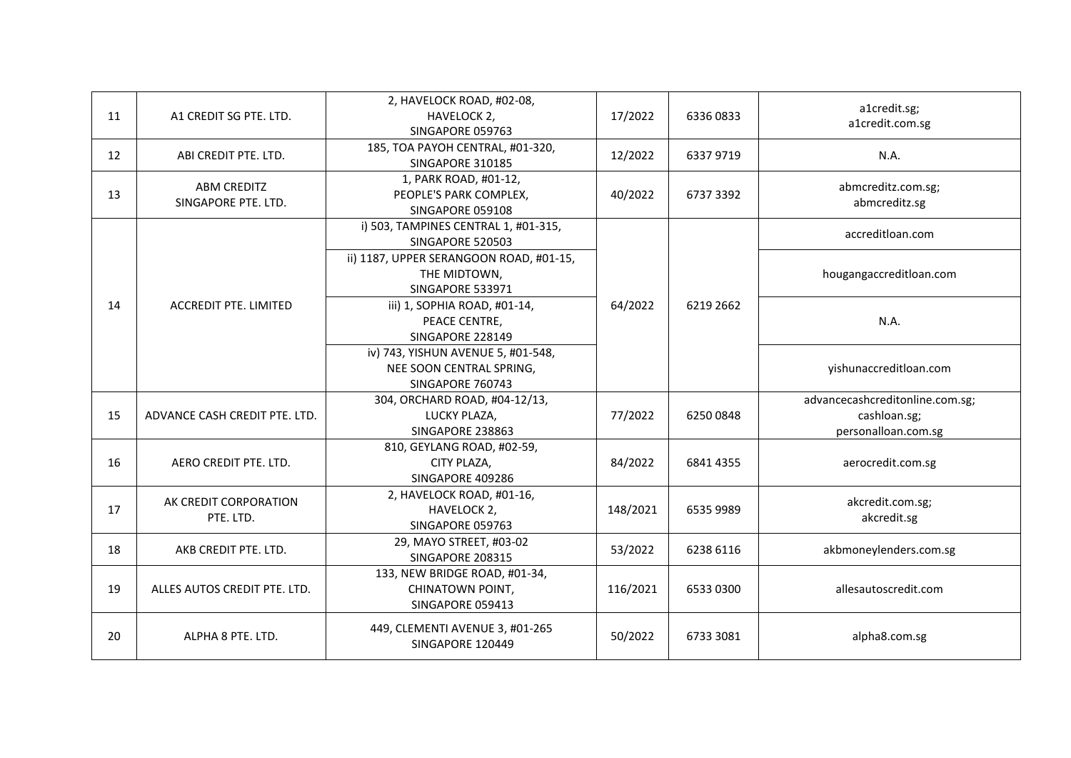| 11 | A1 CREDIT SG PTE. LTD. | 2, HAVELOCK ROAD, #02-08, HAVELOCK 2, SINGAPORE 059763 | 17/2022 | 6336 0833 | a1credit.sg; a1credit.com.sg |
|---|---|---|---|---|---|
| 12 | ABI CREDIT PTE. LTD. | 185, TOA PAYOH CENTRAL, #01-320, SINGAPORE 310185 | 12/2022 | 6337 9719 | N.A. |
| 13 | ABM CREDITZ SINGAPORE PTE. LTD. | 1, PARK ROAD, #01-12, PEOPLE'S PARK COMPLEX, SINGAPORE 059108 | 40/2022 | 6737 3392 | abmcreditz.com.sg; abmcreditz.sg |
| 14 | ACCREDIT PTE. LIMITED | i) 503, TAMPINES CENTRAL 1, #01-315, SINGAPORE 520503 | 64/2022 | 6219 2662 | accreditloan.com |
| | | ii) 1187, UPPER SERANGOON ROAD, #01-15, THE MIDTOWN, SINGAPORE 533971 | | | hougangaccreditloan.com |
| | | iii) 1, SOPHIA ROAD, #01-14, PEACE CENTRE, SINGAPORE 228149 | | | N.A. |
| | | iv) 743, YISHUN AVENUE 5, #01-548, NEE SOON CENTRAL SPRING, SINGAPORE 760743 | | | yishunaccreditloan.com |
| 15 | ADVANCE CASH CREDIT PTE. LTD. | 304, ORCHARD ROAD, #04-12/13, LUCKY PLAZA, SINGAPORE 238863 | 77/2022 | 6250 0848 | advancecashcreditonline.com.sg; cashloan.sg; personalloan.com.sg |
| 16 | AERO CREDIT PTE. LTD. | 810, GEYLANG ROAD, #02-59, CITY PLAZA, SINGAPORE 409286 | 84/2022 | 6841 4355 | aerocredit.com.sg |
| 17 | AK CREDIT CORPORATION PTE. LTD. | 2, HAVELOCK ROAD, #01-16, HAVELOCK 2, SINGAPORE 059763 | 148/2021 | 6535 9989 | akcredit.com.sg; akcredit.sg |
| 18 | AKB CREDIT PTE. LTD. | 29, MAYO STREET, #03-02 SINGAPORE 208315 | 53/2022 | 6238 6116 | akbmoneylenders.com.sg |
| 19 | ALLES AUTOS CREDIT PTE. LTD. | 133, NEW BRIDGE ROAD, #01-34, CHINATOWN POINT, SINGAPORE 059413 | 116/2021 | 6533 0300 | allesautoscredit.com |
| 20 | ALPHA 8 PTE. LTD. | 449, CLEMENTI AVENUE 3, #01-265 SINGAPORE 120449 | 50/2022 | 6733 3081 | alpha8.com.sg |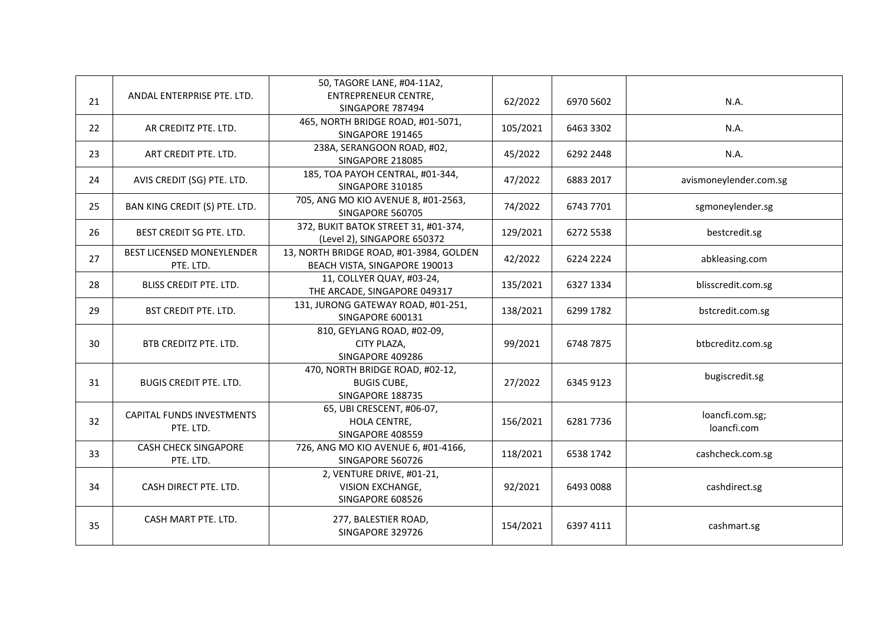| 21 | ANDAL ENTERPRISE PTE. LTD. | 50, TAGORE LANE, #04-11A2, ENTREPRENEUR CENTRE, SINGAPORE 787494 | 62/2022 | 6970 5602 | N.A. |
|---|---|---|---|---|---|
| 22 | AR CREDITZ PTE. LTD. | 465, NORTH BRIDGE ROAD, #01-5071, SINGAPORE 191465 | 105/2021 | 6463 3302 | N.A. |
| 23 | ART CREDIT PTE. LTD. | 238A, SERANGOON ROAD, #02, SINGAPORE 218085 | 45/2022 | 6292 2448 | N.A. |
| 24 | AVIS CREDIT (SG) PTE. LTD. | 185, TOA PAYOH CENTRAL, #01-344, SINGAPORE 310185 | 47/2022 | 6883 2017 | avismoneylender.com.sg |
| 25 | BAN KING CREDIT (S) PTE. LTD. | 705, ANG MO KIO AVENUE 8, #01-2563, SINGAPORE 560705 | 74/2022 | 6743 7701 | sgmoneylender.sg |
| 26 | BEST CREDIT SG PTE. LTD. | 372, BUKIT BATOK STREET 31, #01-374, (Level 2), SINGAPORE 650372 | 129/2021 | 6272 5538 | bestcredit.sg |
| 27 | BEST LICENSED MONEYLENDER PTE. LTD. | 13, NORTH BRIDGE ROAD, #01-3984, GOLDEN BEACH VISTA, SINGAPORE 190013 | 42/2022 | 6224 2224 | abkleasing.com |
| 28 | BLISS CREDIT PTE. LTD. | 11, COLLYER QUAY, #03-24, THE ARCADE, SINGAPORE 049317 | 135/2021 | 6327 1334 | blisscredit.com.sg |
| 29 | BST CREDIT PTE. LTD. | 131, JURONG GATEWAY ROAD, #01-251, SINGAPORE 600131 | 138/2021 | 6299 1782 | bstcredit.com.sg |
| 30 | BTB CREDITZ PTE. LTD. | 810, GEYLANG ROAD, #02-09, CITY PLAZA, SINGAPORE 409286 | 99/2021 | 6748 7875 | btbcreditz.com.sg |
| 31 | BUGIS CREDIT PTE. LTD. | 470, NORTH BRIDGE ROAD, #02-12, BUGIS CUBE, SINGAPORE 188735 | 27/2022 | 6345 9123 | bugiscredit.sg |
| 32 | CAPITAL FUNDS INVESTMENTS PTE. LTD. | 65, UBI CRESCENT, #06-07, HOLA CENTRE, SINGAPORE 408559 | 156/2021 | 6281 7736 | loancfi.com.sg; loancfi.com |
| 33 | CASH CHECK SINGAPORE PTE. LTD. | 726, ANG MO KIO AVENUE 6, #01-4166, SINGAPORE 560726 | 118/2021 | 6538 1742 | cashcheck.com.sg |
| 34 | CASH DIRECT PTE. LTD. | 2, VENTURE DRIVE, #01-21, VISION EXCHANGE, SINGAPORE 608526 | 92/2021 | 6493 0088 | cashdirect.sg |
| 35 | CASH MART PTE. LTD. | 277, BALESTIER ROAD, SINGAPORE 329726 | 154/2021 | 6397 4111 | cashmart.sg |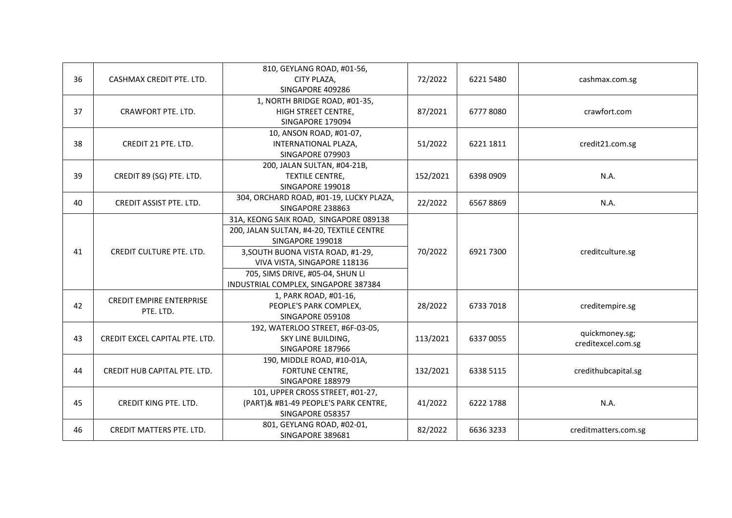| 36 | CASHMAX CREDIT PTE. LTD. | 810, GEYLANG ROAD, #01-56, CITY PLAZA, SINGAPORE 409286 | 72/2022 | 6221 5480 | cashmax.com.sg |
|---|---|---|---|---|---|
| 37 | CRAWFORT PTE. LTD. | 1, NORTH BRIDGE ROAD, #01-35, HIGH STREET CENTRE, SINGAPORE 179094 | 87/2021 | 6777 8080 | crawfort.com |
| 38 | CREDIT 21 PTE. LTD. | 10, ANSON ROAD, #01-07, INTERNATIONAL PLAZA, SINGAPORE 079903 | 51/2022 | 6221 1811 | credit21.com.sg |
| 39 | CREDIT 89 (SG) PTE. LTD. | 200, JALAN SULTAN, #04-21B, TEXTILE CENTRE, SINGAPORE 199018 | 152/2021 | 6398 0909 | N.A. |
| 40 | CREDIT ASSIST PTE. LTD. | 304, ORCHARD ROAD, #01-19, LUCKY PLAZA, SINGAPORE 238863 | 22/2022 | 6567 8869 | N.A. |
| 41 | CREDIT CULTURE PTE. LTD. | 31A, KEONG SAIK ROAD, SINGAPORE 089138<br>200, JALAN SULTAN, #4-20, TEXTILE CENTRE SINGAPORE 199018<br>3,SOUTH BUONA VISTA ROAD, #1-29, VIVA VISTA, SINGAPORE 118136<br>705, SIMS DRIVE, #05-04, SHUN LI INDUSTRIAL COMPLEX, SINGAPORE 387384 | 70/2022 | 6921 7300 | creditculture.sg |
| 42 | CREDIT EMPIRE ENTERPRISE PTE. LTD. | 1, PARK ROAD, #01-16, PEOPLE'S PARK COMPLEX, SINGAPORE 059108 | 28/2022 | 6733 7018 | creditempire.sg |
| 43 | CREDIT EXCEL CAPITAL PTE. LTD. | 192, WATERLOO STREET, #6F-03-05, SKY LINE BUILDING, SINGAPORE 187966 | 113/2021 | 6337 0055 | quickmoney.sg; creditexcel.com.sg |
| 44 | CREDIT HUB CAPITAL PTE. LTD. | 190, MIDDLE ROAD, #10-01A, FORTUNE CENTRE, SINGAPORE 188979 | 132/2021 | 6338 5115 | credithubcapital.sg |
| 45 | CREDIT KING PTE. LTD. | 101, UPPER CROSS STREET, #01-27, (PART)& #B1-49 PEOPLE'S PARK CENTRE, SINGAPORE 058357 | 41/2022 | 6222 1788 | N.A. |
| 46 | CREDIT MATTERS PTE. LTD. | 801, GEYLANG ROAD, #02-01, SINGAPORE 389681 | 82/2022 | 6636 3233 | creditmatters.com.sg |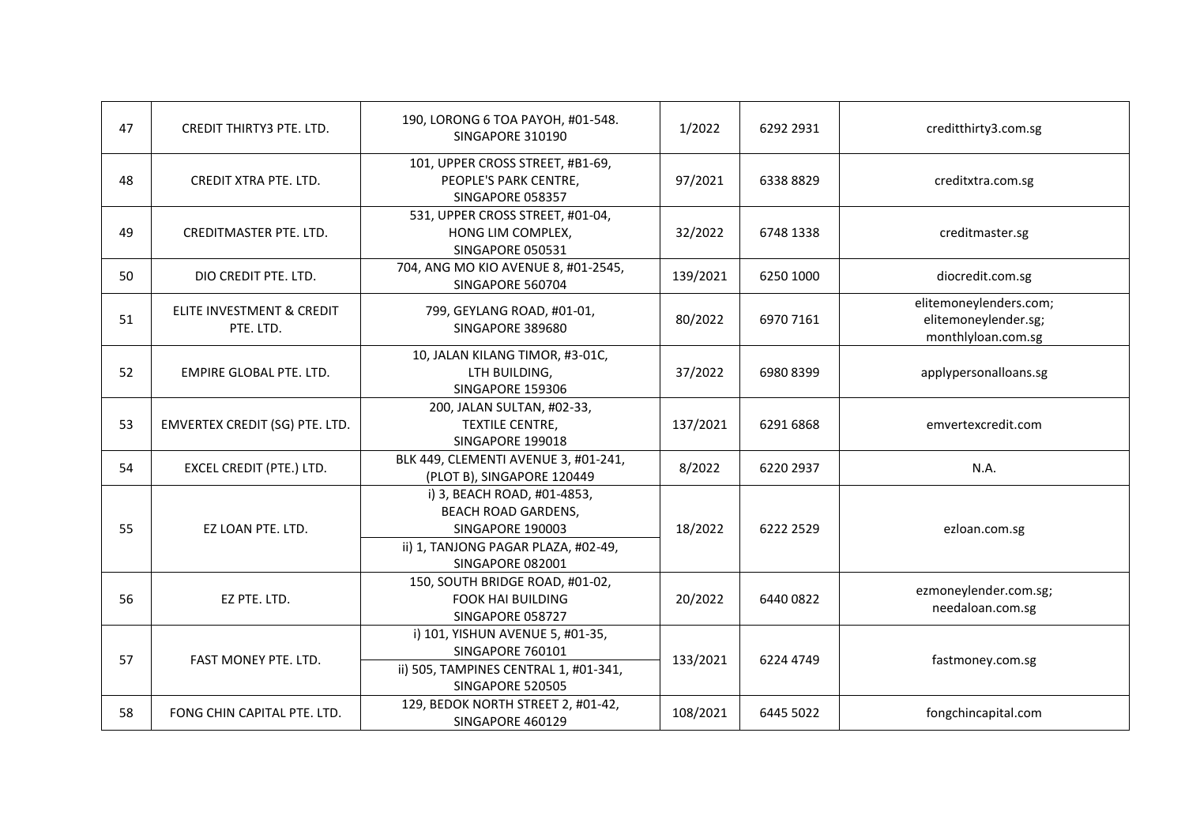| 47 | CREDIT THIRTY3 PTE. LTD. | 190, LORONG 6 TOA PAYOH, #01-548. SINGAPORE 310190 | 1/2022 | 6292 2931 | creditthirty3.com.sg |
|---|---|---|---|---|---|
| 48 | CREDIT XTRA PTE. LTD. | 101, UPPER CROSS STREET, #B1-69, PEOPLE'S PARK CENTRE, SINGAPORE 058357 | 97/2021 | 6338 8829 | creditxtra.com.sg |
| 49 | CREDITMASTER PTE. LTD. | 531, UPPER CROSS STREET, #01-04, HONG LIM COMPLEX, SINGAPORE 050531 | 32/2022 | 6748 1338 | creditmaster.sg |
| 50 | DIO CREDIT PTE. LTD. | 704, ANG MO KIO AVENUE 8, #01-2545, SINGAPORE 560704 | 139/2021 | 6250 1000 | diocredit.com.sg |
| 51 | ELITE INVESTMENT & CREDIT PTE. LTD. | 799, GEYLANG ROAD, #01-01, SINGAPORE 389680 | 80/2022 | 6970 7161 | elitemoneylenders.com; elitemoneylender.sg; monthlyloan.com.sg |
| 52 | EMPIRE GLOBAL PTE. LTD. | 10, JALAN KILANG TIMOR, #3-01C, LTH BUILDING, SINGAPORE 159306 | 37/2022 | 6980 8399 | applypersonalloans.sg |
| 53 | EMVERTEX CREDIT (SG) PTE. LTD. | 200, JALAN SULTAN, #02-33, TEXTILE CENTRE, SINGAPORE 199018 | 137/2021 | 6291 6868 | emvertexcredit.com |
| 54 | EXCEL CREDIT (PTE.) LTD. | BLK 449, CLEMENTI AVENUE 3, #01-241, (PLOT B), SINGAPORE 120449 | 8/2022 | 6220 2937 | N.A. |
| 55 | EZ LOAN PTE. LTD. | i) 3, BEACH ROAD, #01-4853, BEACH ROAD GARDENS, SINGAPORE 190003<br>ii) 1, TANJONG PAGAR PLAZA, #02-49, SINGAPORE 082001 | 18/2022 | 6222 2529 | ezloan.com.sg |
| 56 | EZ PTE. LTD. | 150, SOUTH BRIDGE ROAD, #01-02, FOOK HAI BUILDING SINGAPORE 058727 | 20/2022 | 6440 0822 | ezmoneylender.com.sg; needaloan.com.sg |
| 57 | FAST MONEY PTE. LTD. | i) 101, YISHUN AVENUE 5, #01-35, SINGAPORE 760101<br>ii) 505, TAMPINES CENTRAL 1, #01-341, SINGAPORE 520505 | 133/2021 | 6224 4749 | fastmoney.com.sg |
| 58 | FONG CHIN CAPITAL PTE. LTD. | 129, BEDOK NORTH STREET 2, #01-42, SINGAPORE 460129 | 108/2021 | 6445 5022 | fongchincapital.com |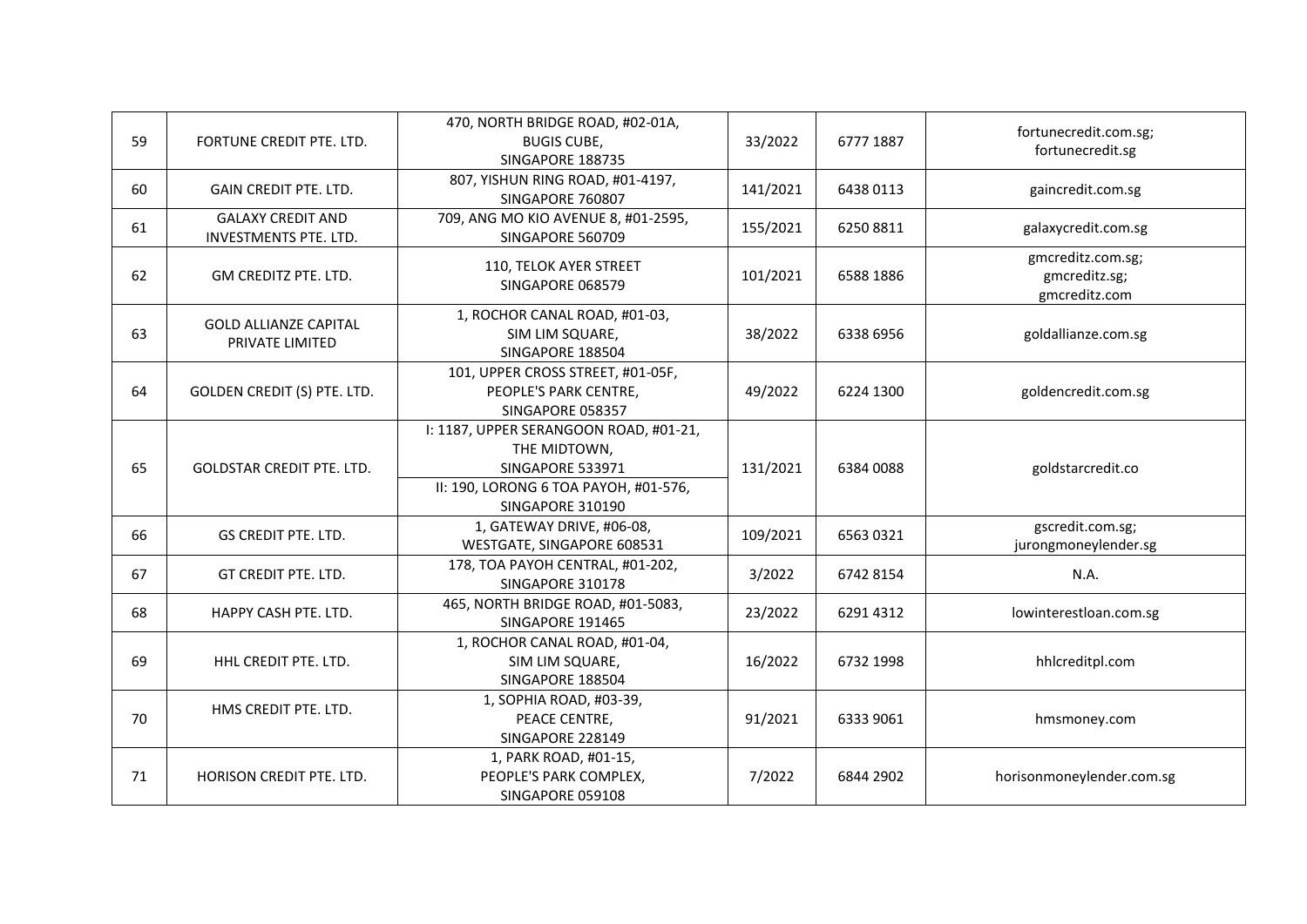| 59 | FORTUNE CREDIT PTE. LTD. | 470, NORTH BRIDGE ROAD, #02-01A, BUGIS CUBE, SINGAPORE 188735 | 33/2022 | 6777 1887 | fortunecredit.com.sg; fortunecredit.sg |
|---|---|---|---|---|---|
| 60 | GAIN CREDIT PTE. LTD. | 807, YISHUN RING ROAD, #01-4197, SINGAPORE 760807 | 141/2021 | 6438 0113 | gaincredit.com.sg |
| 61 | GALAXY CREDIT AND INVESTMENTS PTE. LTD. | 709, ANG MO KIO AVENUE 8, #01-2595, SINGAPORE 560709 | 155/2021 | 6250 8811 | galaxycredit.com.sg |
| 62 | GM CREDITZ PTE. LTD. | 110, TELOK AYER STREET SINGAPORE 068579 | 101/2021 | 6588 1886 | gmcreditz.com.sg; gmcreditz.sg; gmcreditz.com |
| 63 | GOLD ALLIANZE CAPITAL PRIVATE LIMITED | 1, ROCHOR CANAL ROAD, #01-03, SIM LIM SQUARE, SINGAPORE 188504 | 38/2022 | 6338 6956 | goldallianze.com.sg |
| 64 | GOLDEN CREDIT (S) PTE. LTD. | 101, UPPER CROSS STREET, #01-05F, PEOPLE'S PARK CENTRE, SINGAPORE 058357 | 49/2022 | 6224 1300 | goldencredit.com.sg |
| 65 | GOLDSTAR CREDIT PTE. LTD. | I: 1187, UPPER SERANGOON ROAD, #01-21, THE MIDTOWN, SINGAPORE 533971<br>II: 190, LORONG 6 TOA PAYOH, #01-576, SINGAPORE 310190 | 131/2021 | 6384 0088 | goldstarcredit.co |
| 66 | GS CREDIT PTE. LTD. | 1, GATEWAY DRIVE, #06-08, WESTGATE, SINGAPORE 608531 | 109/2021 | 6563 0321 | gscredit.com.sg; jurongmoneylender.sg |
| 67 | GT CREDIT PTE. LTD. | 178, TOA PAYOH CENTRAL, #01-202, SINGAPORE 310178 | 3/2022 | 6742 8154 | N.A. |
| 68 | HAPPY CASH PTE. LTD. | 465, NORTH BRIDGE ROAD, #01-5083, SINGAPORE 191465 | 23/2022 | 6291 4312 | lowinterestloan.com.sg |
| 69 | HHL CREDIT PTE. LTD. | 1, ROCHOR CANAL ROAD, #01-04, SIM LIM SQUARE, SINGAPORE 188504 | 16/2022 | 6732 1998 | hhlcreditpl.com |
| 70 | HMS CREDIT PTE. LTD. | 1, SOPHIA ROAD, #03-39, PEACE CENTRE, SINGAPORE 228149 | 91/2021 | 6333 9061 | hmsmoney.com |
| 71 | HORISON CREDIT PTE. LTD. | 1, PARK ROAD, #01-15, PEOPLE'S PARK COMPLEX, SINGAPORE 059108 | 7/2022 | 6844 2902 | horisonmoneylender.com.sg |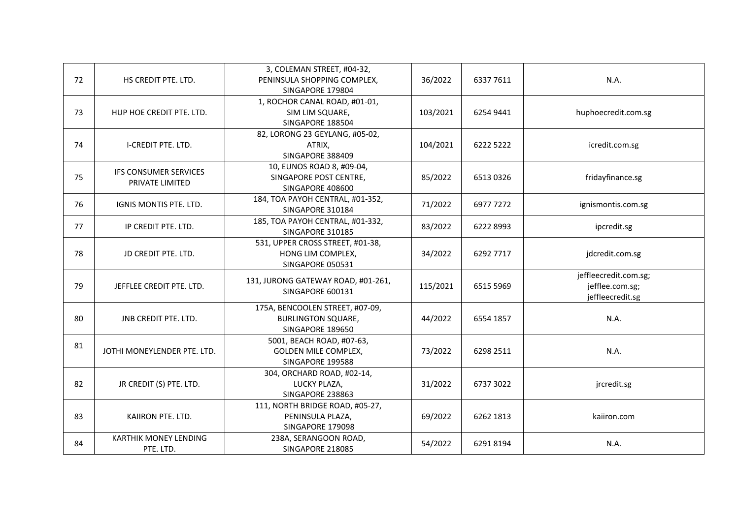| 72 | HS CREDIT PTE. LTD. | 3, COLEMAN STREET, #04-32, PENINSULA SHOPPING COMPLEX, SINGAPORE 179804 | 36/2022 | 6337 7611 | N.A. |
|---|---|---|---|---|---|
| 73 | HUP HOE CREDIT PTE. LTD. | 1, ROCHOR CANAL ROAD, #01-01, SIM LIM SQUARE, SINGAPORE 188504 | 103/2021 | 6254 9441 | huphoecredit.com.sg |
| 74 | I-CREDIT PTE. LTD. | 82, LORONG 23 GEYLANG, #05-02, ATRIX, SINGAPORE 388409 | 104/2021 | 6222 5222 | icredit.com.sg |
| 75 | IFS CONSUMER SERVICES PRIVATE LIMITED | 10, EUNOS ROAD 8, #09-04, SINGAPORE POST CENTRE, SINGAPORE 408600 | 85/2022 | 6513 0326 | fridayfinance.sg |
| 76 | IGNIS MONTIS PTE. LTD. | 184, TOA PAYOH CENTRAL, #01-352, SINGAPORE 310184 | 71/2022 | 6977 7272 | ignismontis.com.sg |
| 77 | IP CREDIT PTE. LTD. | 185, TOA PAYOH CENTRAL, #01-332, SINGAPORE 310185 | 83/2022 | 6222 8993 | ipcredit.sg |
| 78 | JD CREDIT PTE. LTD. | 531, UPPER CROSS STREET, #01-38, HONG LIM COMPLEX, SINGAPORE 050531 | 34/2022 | 6292 7717 | jdcredit.com.sg |
| 79 | JEFFLEE CREDIT PTE. LTD. | 131, JURONG GATEWAY ROAD, #01-261, SINGAPORE 600131 | 115/2021 | 6515 5969 | jeffleecredit.com.sg; jefflee.com.sg; jeffleecredit.sg |
| 80 | JNB CREDIT PTE. LTD. | 175A, BENCOOLEN STREET, #07-09, BURLINGTON SQUARE, SINGAPORE 189650 | 44/2022 | 6554 1857 | N.A. |
| 81 | JOTHI MONEYLENDER PTE. LTD. | 5001, BEACH ROAD, #07-63, GOLDEN MILE COMPLEX, SINGAPORE 199588 | 73/2022 | 6298 2511 | N.A. |
| 82 | JR CREDIT (S) PTE. LTD. | 304, ORCHARD ROAD, #02-14, LUCKY PLAZA, SINGAPORE 238863 | 31/2022 | 6737 3022 | jrcredit.sg |
| 83 | KAIIRON PTE. LTD. | 111, NORTH BRIDGE ROAD, #05-27, PENINSULA PLAZA, SINGAPORE 179098 | 69/2022 | 6262 1813 | kaiiron.com |
| 84 | KARTHIK MONEY LENDING PTE. LTD. | 238A, SERANGOON ROAD, SINGAPORE 218085 | 54/2022 | 6291 8194 | N.A. |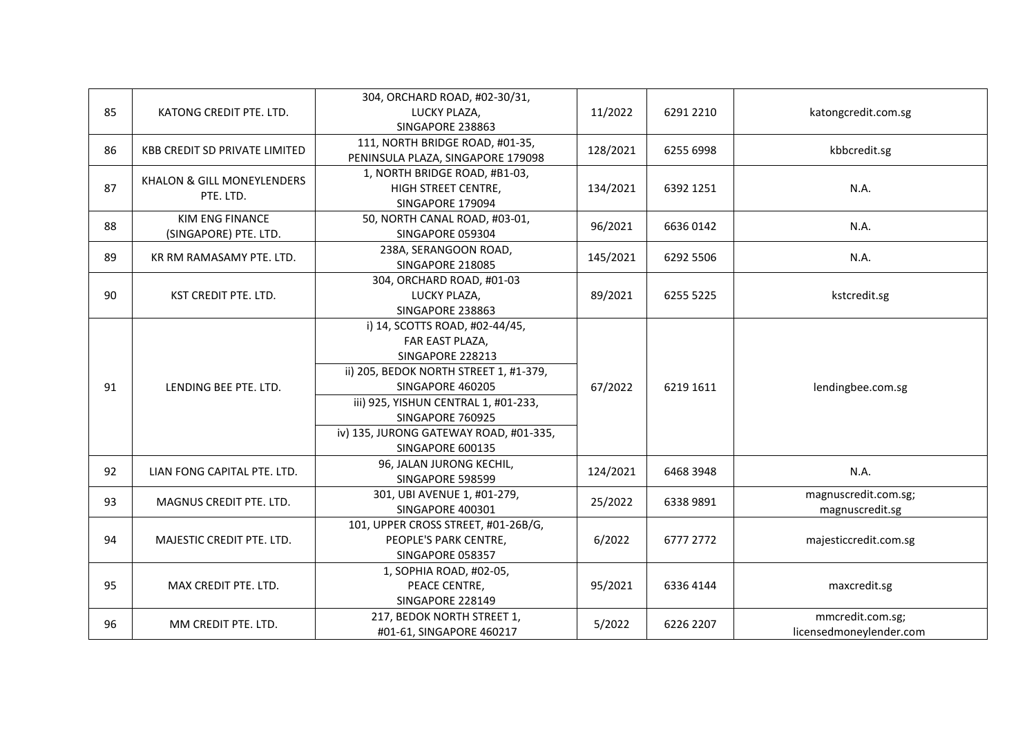| 85 | KATONG CREDIT PTE. LTD. | 304, ORCHARD ROAD, #02-30/31, LUCKY PLAZA, SINGAPORE 238863 | 11/2022 | 6291 2210 | katongcredit.com.sg |
|---|---|---|---|---|---|
| 86 | KBB CREDIT SD PRIVATE LIMITED | 111, NORTH BRIDGE ROAD, #01-35, PENINSULA PLAZA, SINGAPORE 179098 | 128/2021 | 6255 6998 | kbbcredit.sg |
| 87 | KHALON & GILL MONEYLENDERS PTE. LTD. | 1, NORTH BRIDGE ROAD, #B1-03, HIGH STREET CENTRE, SINGAPORE 179094 | 134/2021 | 6392 1251 | N.A. |
| 88 | KIM ENG FINANCE (SINGAPORE) PTE. LTD. | 50, NORTH CANAL ROAD, #03-01, SINGAPORE 059304 | 96/2021 | 6636 0142 | N.A. |
| 89 | KR RM RAMASAMY PTE. LTD. | 238A, SERANGOON ROAD, SINGAPORE 218085 | 145/2021 | 6292 5506 | N.A. |
| 90 | KST CREDIT PTE. LTD. | 304, ORCHARD ROAD, #01-03 LUCKY PLAZA, SINGAPORE 238863 | 89/2021 | 6255 5225 | kstcredit.sg |
| 91 | LENDING BEE PTE. LTD. | i) 14, SCOTTS ROAD, #02-44/45, FAR EAST PLAZA, SINGAPORE 228213<br>ii) 205, BEDOK NORTH STREET 1, #1-379, SINGAPORE 460205<br>iii) 925, YISHUN CENTRAL 1, #01-233, SINGAPORE 760925<br>iv) 135, JURONG GATEWAY ROAD, #01-335, SINGAPORE 600135 | 67/2022 | 6219 1611 | lendingbee.com.sg |
| 92 | LIAN FONG CAPITAL PTE. LTD. | 96, JALAN JURONG KECHIL, SINGAPORE 598599 | 124/2021 | 6468 3948 | N.A. |
| 93 | MAGNUS CREDIT PTE. LTD. | 301, UBI AVENUE 1, #01-279, SINGAPORE 400301 | 25/2022 | 6338 9891 | magnuscredit.com.sg; magnuscredit.sg |
| 94 | MAJESTIC CREDIT PTE. LTD. | 101, UPPER CROSS STREET, #01-26B/G, PEOPLE'S PARK CENTRE, SINGAPORE 058357 | 6/2022 | 6777 2772 | majesticcredit.com.sg |
| 95 | MAX CREDIT PTE. LTD. | 1, SOPHIA ROAD, #02-05, PEACE CENTRE, SINGAPORE 228149 | 95/2021 | 6336 4144 | maxcredit.sg |
| 96 | MM CREDIT PTE. LTD. | 217, BEDOK NORTH STREET 1, #01-61, SINGAPORE 460217 | 5/2022 | 6226 2207 | mmcredit.com.sg; licensedmoneylender.com |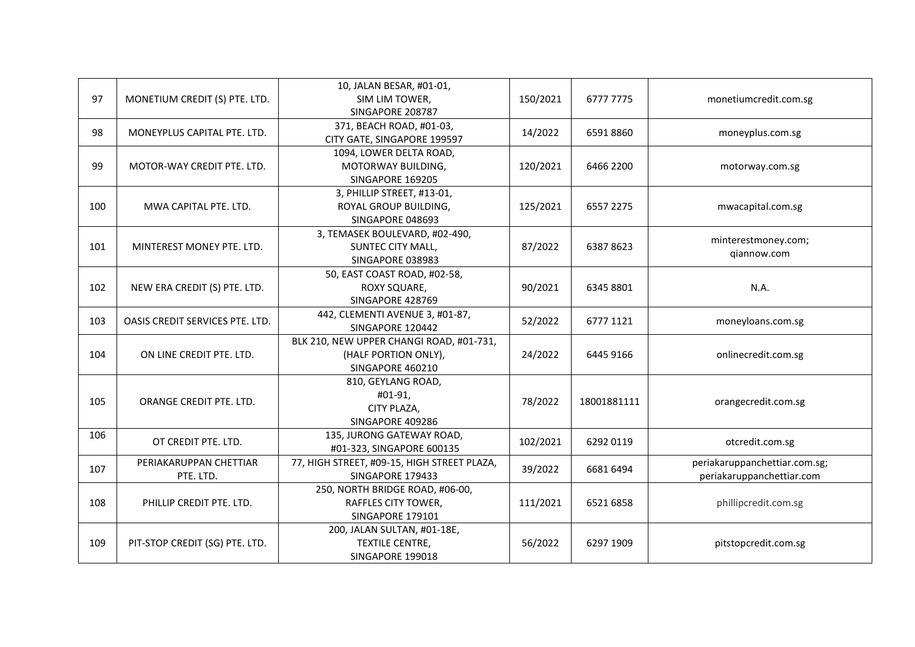| 97 | MONETIUM CREDIT (S) PTE. LTD. | 10, JALAN BESAR, #01-01, SIM LIM TOWER, SINGAPORE 208787 | 150/2021 | 6777 7775 | monetiumcredit.com.sg |
|---|---|---|---|---|---|
| 98 | MONEYPLUS CAPITAL PTE. LTD. | 371, BEACH ROAD, #01-03, CITY GATE, SINGAPORE 199597 | 14/2022 | 6591 8860 | moneyplus.com.sg |
| 99 | MOTOR-WAY CREDIT PTE. LTD. | 1094, LOWER DELTA ROAD, MOTORWAY BUILDING, SINGAPORE 169205 | 120/2021 | 6466 2200 | motorway.com.sg |
| 100 | MWA CAPITAL PTE. LTD. | 3, PHILLIP STREET, #13-01, ROYAL GROUP BUILDING, SINGAPORE 048693 | 125/2021 | 6557 2275 | mwacapital.com.sg |
| 101 | MINTEREST MONEY PTE. LTD. | 3, TEMASEK BOULEVARD, #02-490, SUNTEC CITY MALL, SINGAPORE 038983 | 87/2022 | 6387 8623 | minterestmoney.com; qiannow.com |
| 102 | NEW ERA CREDIT (S) PTE. LTD. | 50, EAST COAST ROAD, #02-58, ROXY SQUARE, SINGAPORE 428769 | 90/2021 | 6345 8801 | N.A. |
| 103 | OASIS CREDIT SERVICES PTE. LTD. | 442, CLEMENTI AVENUE 3, #01-87, SINGAPORE 120442 | 52/2022 | 6777 1121 | moneyloans.com.sg |
| 104 | ON LINE CREDIT PTE. LTD. | BLK 210, NEW UPPER CHANGI ROAD, #01-731, (HALF PORTION ONLY), SINGAPORE 460210 | 24/2022 | 6445 9166 | onlinecredit.com.sg |
| 105 | ORANGE CREDIT PTE. LTD. | 810, GEYLANG ROAD, #01-91, CITY PLAZA, SINGAPORE 409286 | 78/2022 | 18001881111 | orangecredit.com.sg |
| 106 | OT CREDIT PTE. LTD. | 135, JURONG GATEWAY ROAD, #01-323, SINGAPORE 600135 | 102/2021 | 6292 0119 | otcredit.com.sg |
| 107 | PERIAKARUPPAN CHETTIAR PTE. LTD. | 77, HIGH STREET, #09-15, HIGH STREET PLAZA, SINGAPORE 179433 | 39/2022 | 6681 6494 | periakaruppanchettiar.com.sg; periakaruppanchettiar.com |
| 108 | PHILLIP CREDIT PTE. LTD. | 250, NORTH BRIDGE ROAD, #06-00, RAFFLES CITY TOWER, SINGAPORE 179101 | 111/2021 | 6521 6858 | phillipcredit.com.sg |
| 109 | PIT-STOP CREDIT (SG) PTE. LTD. | 200, JALAN SULTAN, #01-18E, TEXTILE CENTRE, SINGAPORE 199018 | 56/2022 | 6297 1909 | pitstopcredit.com.sg |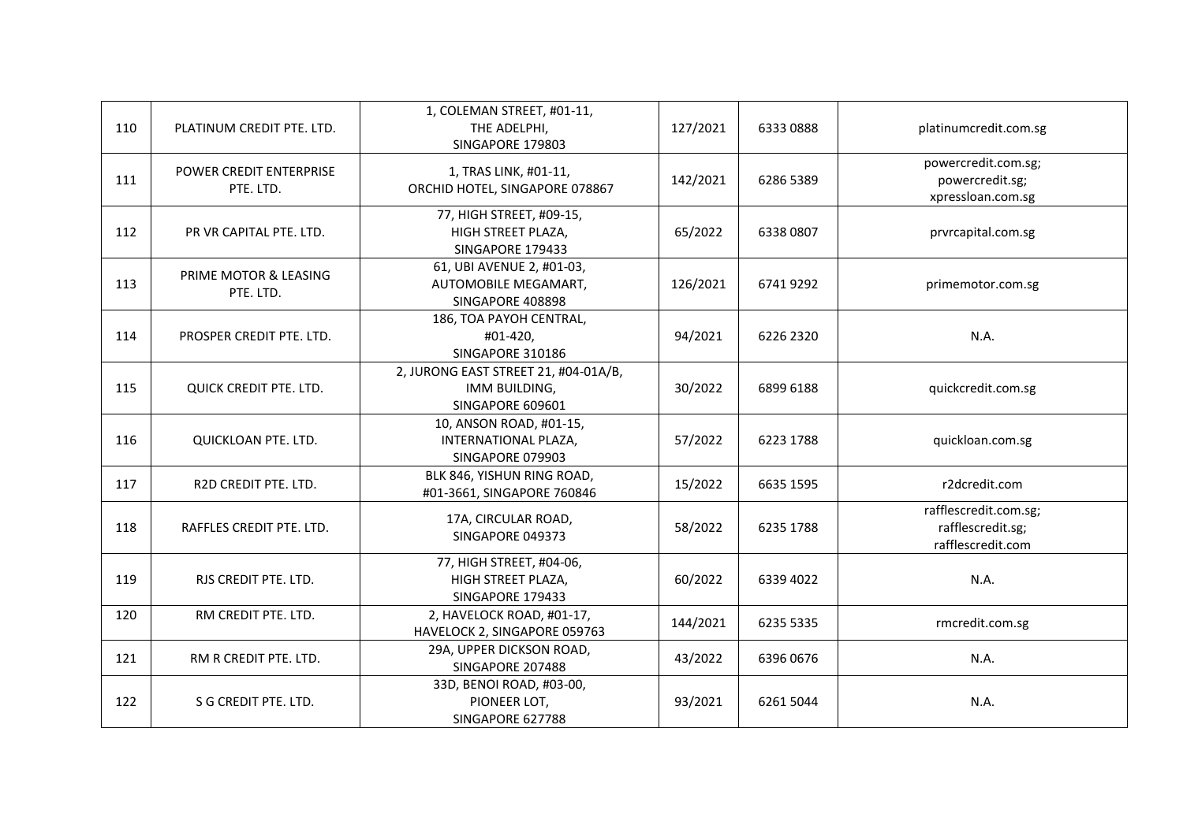| 110 | PLATINUM CREDIT PTE. LTD. | 1, COLEMAN STREET, #01-11, THE ADELPHI, SINGAPORE 179803 | 127/2021 | 6333 0888 | platinumcredit.com.sg |
|---|---|---|---|---|---|
| 111 | POWER CREDIT ENTERPRISE PTE. LTD. | 1, TRAS LINK, #01-11, ORCHID HOTEL, SINGAPORE 078867 | 142/2021 | 6286 5389 | powercredit.com.sg; powercredit.sg; xpressloan.com.sg |
| 112 | PR VR CAPITAL PTE. LTD. | 77, HIGH STREET, #09-15, HIGH STREET PLAZA, SINGAPORE 179433 | 65/2022 | 6338 0807 | prvrcapital.com.sg |
| 113 | PRIME MOTOR & LEASING PTE. LTD. | 61, UBI AVENUE 2, #01-03, AUTOMOBILE MEGAMART, SINGAPORE 408898 | 126/2021 | 6741 9292 | primemotor.com.sg |
| 114 | PROSPER CREDIT PTE. LTD. | 186, TOA PAYOH CENTRAL, #01-420, SINGAPORE 310186 | 94/2021 | 6226 2320 | N.A. |
| 115 | QUICK CREDIT PTE. LTD. | 2, JURONG EAST STREET 21, #04-01A/B, IMM BUILDING, SINGAPORE 609601 | 30/2022 | 6899 6188 | quickcredit.com.sg |
| 116 | QUICKLOAN PTE. LTD. | 10, ANSON ROAD, #01-15, INTERNATIONAL PLAZA, SINGAPORE 079903 | 57/2022 | 6223 1788 | quickloan.com.sg |
| 117 | R2D CREDIT PTE. LTD. | BLK 846, YISHUN RING ROAD, #01-3661, SINGAPORE 760846 | 15/2022 | 6635 1595 | r2dcredit.com |
| 118 | RAFFLES CREDIT PTE. LTD. | 17A, CIRCULAR ROAD, SINGAPORE 049373 | 58/2022 | 6235 1788 | rafflescredit.com.sg; rafflescredit.sg; rafflescredit.com |
| 119 | RJS CREDIT PTE. LTD. | 77, HIGH STREET, #04-06, HIGH STREET PLAZA, SINGAPORE 179433 | 60/2022 | 6339 4022 | N.A. |
| 120 | RM CREDIT PTE. LTD. | 2, HAVELOCK ROAD, #01-17, HAVELOCK 2, SINGAPORE 059763 | 144/2021 | 6235 5335 | rmcredit.com.sg |
| 121 | RM R CREDIT PTE. LTD. | 29A, UPPER DICKSON ROAD, SINGAPORE 207488 | 43/2022 | 6396 0676 | N.A. |
| 122 | S G CREDIT PTE. LTD. | 33D, BENOI ROAD, #03-00, PIONEER LOT, SINGAPORE 627788 | 93/2021 | 6261 5044 | N.A. |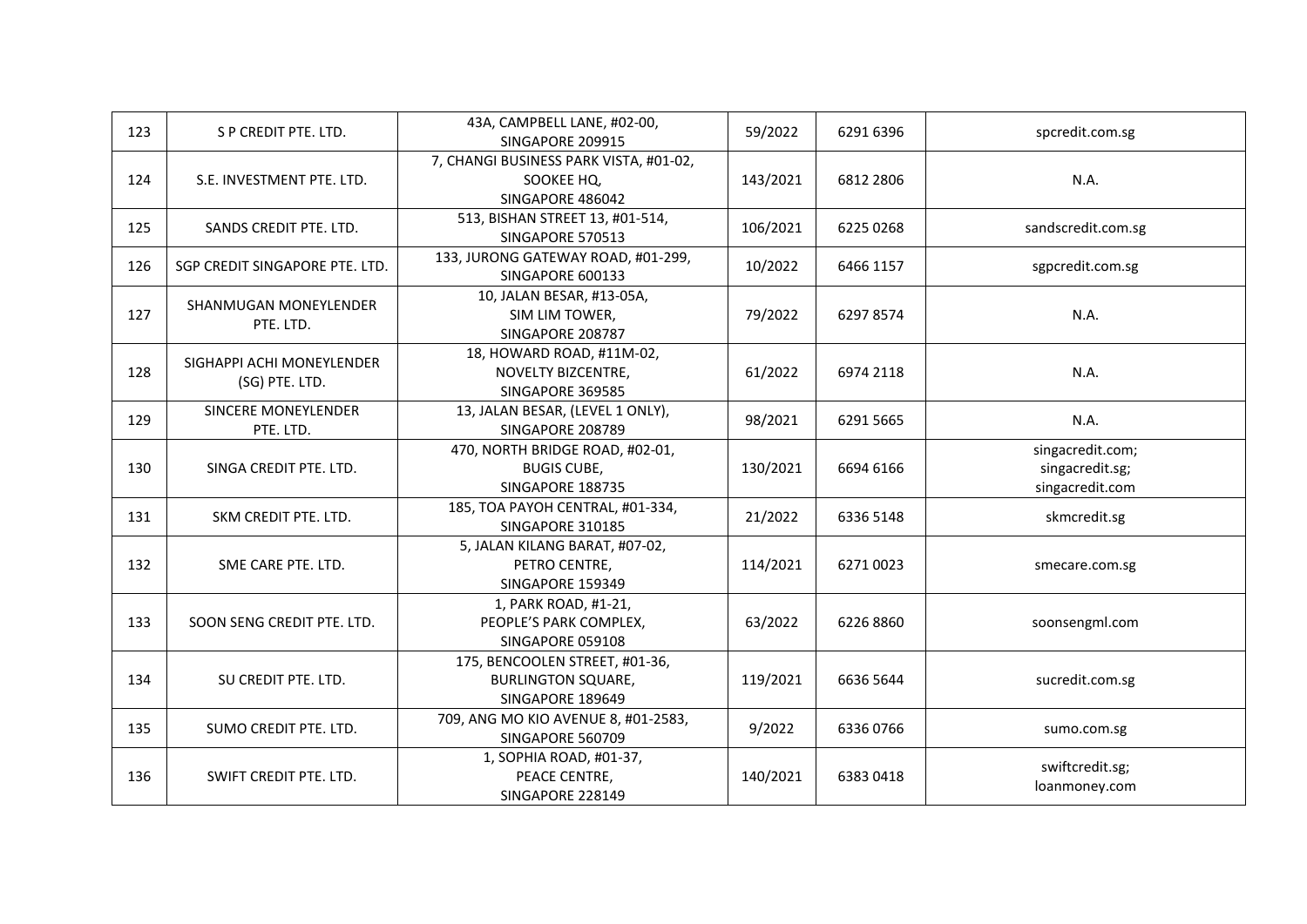| 123 | S P CREDIT PTE. LTD. | 43A, CAMPBELL LANE, #02-00, SINGAPORE 209915 | 59/2022 | 6291 6396 | spcredit.com.sg |
|---|---|---|---|---|---|
| 124 | S.E. INVESTMENT PTE. LTD. | 7, CHANGI BUSINESS PARK VISTA, #01-02, SOOKEE HQ, SINGAPORE 486042 | 143/2021 | 6812 2806 | N.A. |
| 125 | SANDS CREDIT PTE. LTD. | 513, BISHAN STREET 13, #01-514, SINGAPORE 570513 | 106/2021 | 6225 0268 | sandscredit.com.sg |
| 126 | SGP CREDIT SINGAPORE PTE. LTD. | 133, JURONG GATEWAY ROAD, #01-299, SINGAPORE 600133 | 10/2022 | 6466 1157 | sgpcredit.com.sg |
| 127 | SHANMUGAN MONEYLENDER PTE. LTD. | 10, JALAN BESAR, #13-05A, SIM LIM TOWER, SINGAPORE 208787 | 79/2022 | 6297 8574 | N.A. |
| 128 | SIGHAPPI ACHI MONEYLENDER (SG) PTE. LTD. | 18, HOWARD ROAD, #11M-02, NOVELTY BIZCENTRE, SINGAPORE 369585 | 61/2022 | 6974 2118 | N.A. |
| 129 | SINCERE MONEYLENDER PTE. LTD. | 13, JALAN BESAR, (LEVEL 1 ONLY), SINGAPORE 208789 | 98/2021 | 6291 5665 | N.A. |
| 130 | SINGA CREDIT PTE. LTD. | 470, NORTH BRIDGE ROAD, #02-01, BUGIS CUBE, SINGAPORE 188735 | 130/2021 | 6694 6166 | singacredit.com; singacredit.sg; singacredit.com |
| 131 | SKM CREDIT PTE. LTD. | 185, TOA PAYOH CENTRAL, #01-334, SINGAPORE 310185 | 21/2022 | 6336 5148 | skmcredit.sg |
| 132 | SME CARE PTE. LTD. | 5, JALAN KILANG BARAT, #07-02, PETRO CENTRE, SINGAPORE 159349 | 114/2021 | 6271 0023 | smecare.com.sg |
| 133 | SOON SENG CREDIT PTE. LTD. | 1, PARK ROAD, #1-21, PEOPLE'S PARK COMPLEX, SINGAPORE 059108 | 63/2022 | 6226 8860 | soonsengml.com |
| 134 | SU CREDIT PTE. LTD. | 175, BENCOOLEN STREET, #01-36, BURLINGTON SQUARE, SINGAPORE 189649 | 119/2021 | 6636 5644 | sucredit.com.sg |
| 135 | SUMO CREDIT PTE. LTD. | 709, ANG MO KIO AVENUE 8, #01-2583, SINGAPORE 560709 | 9/2022 | 6336 0766 | sumo.com.sg |
| 136 | SWIFT CREDIT PTE. LTD. | 1, SOPHIA ROAD, #01-37, PEACE CENTRE, SINGAPORE 228149 | 140/2021 | 6383 0418 | swiftcredit.sg; loanmoney.com |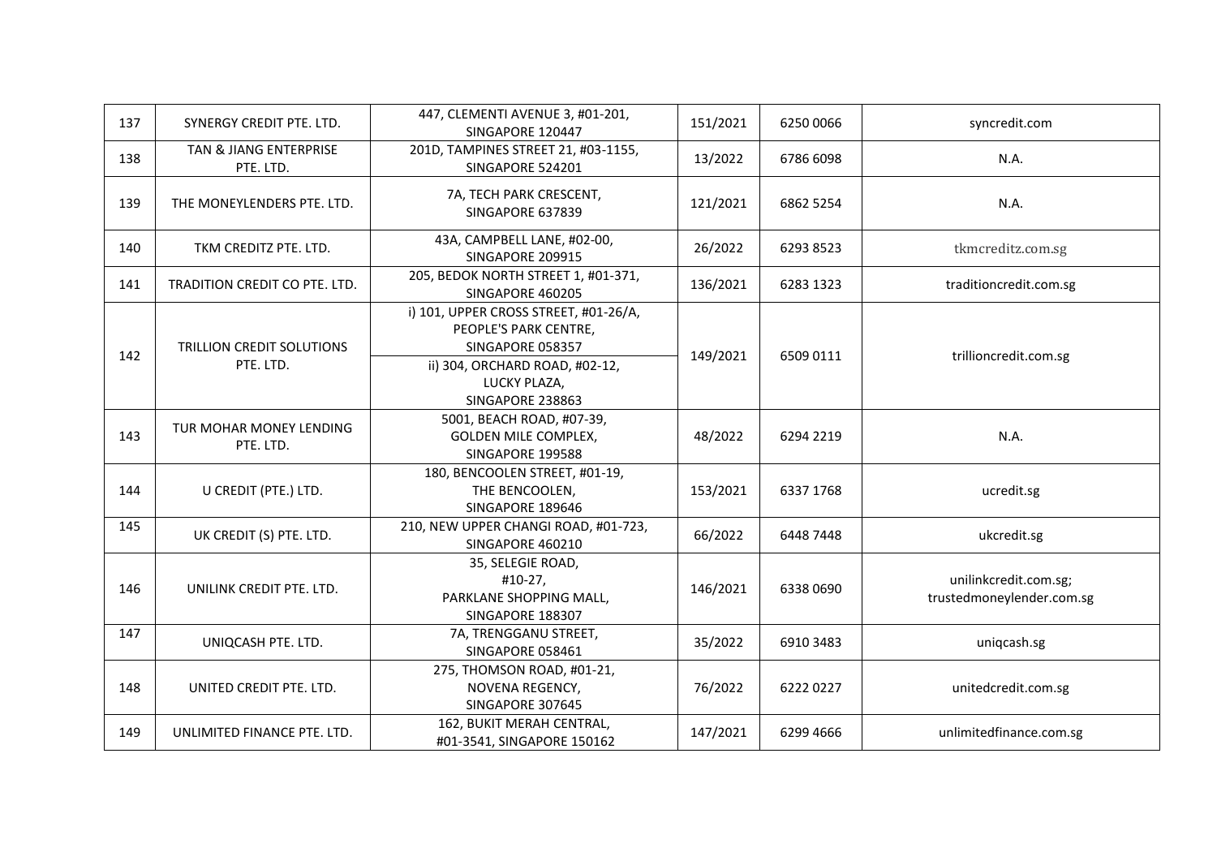| 137 | SYNERGY CREDIT PTE. LTD. | 447, CLEMENTI AVENUE 3, #01-201, SINGAPORE 120447 | 151/2021 | 6250 0066 | syncredit.com |
|---|---|---|---|---|---|
| 138 | TAN & JIANG ENTERPRISE PTE. LTD. | 201D, TAMPINES STREET 21, #03-1155, SINGAPORE 524201 | 13/2022 | 6786 6098 | N.A. |
| 139 | THE MONEYLENDERS PTE. LTD. | 7A, TECH PARK CRESCENT, SINGAPORE 637839 | 121/2021 | 6862 5254 | N.A. |
| 140 | TKM CREDITZ PTE. LTD. | 43A, CAMPBELL LANE, #02-00, SINGAPORE 209915 | 26/2022 | 6293 8523 | tkmcreditz.com.sg |
| 141 | TRADITION CREDIT CO PTE. LTD. | 205, BEDOK NORTH STREET 1, #01-371, SINGAPORE 460205 | 136/2021 | 6283 1323 | traditioncredit.com.sg |
| 142 | TRILLION CREDIT SOLUTIONS PTE. LTD. | i) 101, UPPER CROSS STREET, #01-26/A, PEOPLE'S PARK CENTRE, SINGAPORE 058357<br>ii) 304, ORCHARD ROAD, #02-12, LUCKY PLAZA, SINGAPORE 238863 | 149/2021 | 6509 0111 | trillioncredit.com.sg |
| 143 | TUR MOHAR MONEY LENDING PTE. LTD. | 5001, BEACH ROAD, #07-39, GOLDEN MILE COMPLEX, SINGAPORE 199588 | 48/2022 | 6294 2219 | N.A. |
| 144 | U CREDIT (PTE.) LTD. | 180, BENCOOLEN STREET, #01-19, THE BENCOOLEN, SINGAPORE 189646 | 153/2021 | 6337 1768 | ucredit.sg |
| 145 | UK CREDIT (S) PTE. LTD. | 210, NEW UPPER CHANGI ROAD, #01-723, SINGAPORE 460210 | 66/2022 | 6448 7448 | ukcredit.sg |
| 146 | UNILINK CREDIT PTE. LTD. | 35, SELEGIE ROAD, #10-27, PARKLANE SHOPPING MALL, SINGAPORE 188307 | 146/2021 | 6338 0690 | unilinkcredit.com.sg; trustedmoneylender.com.sg |
| 147 | UNIQCASH PTE. LTD. | 7A, TRENGGANU STREET, SINGAPORE 058461 | 35/2022 | 6910 3483 | uniqcash.sg |
| 148 | UNITED CREDIT PTE. LTD. | 275, THOMSON ROAD, #01-21, NOVENA REGENCY, SINGAPORE 307645 | 76/2022 | 6222 0227 | unitedcredit.com.sg |
| 149 | UNLIMITED FINANCE PTE. LTD. | 162, BUKIT MERAH CENTRAL, #01-3541, SINGAPORE 150162 | 147/2021 | 6299 4666 | unlimitedfinance.com.sg |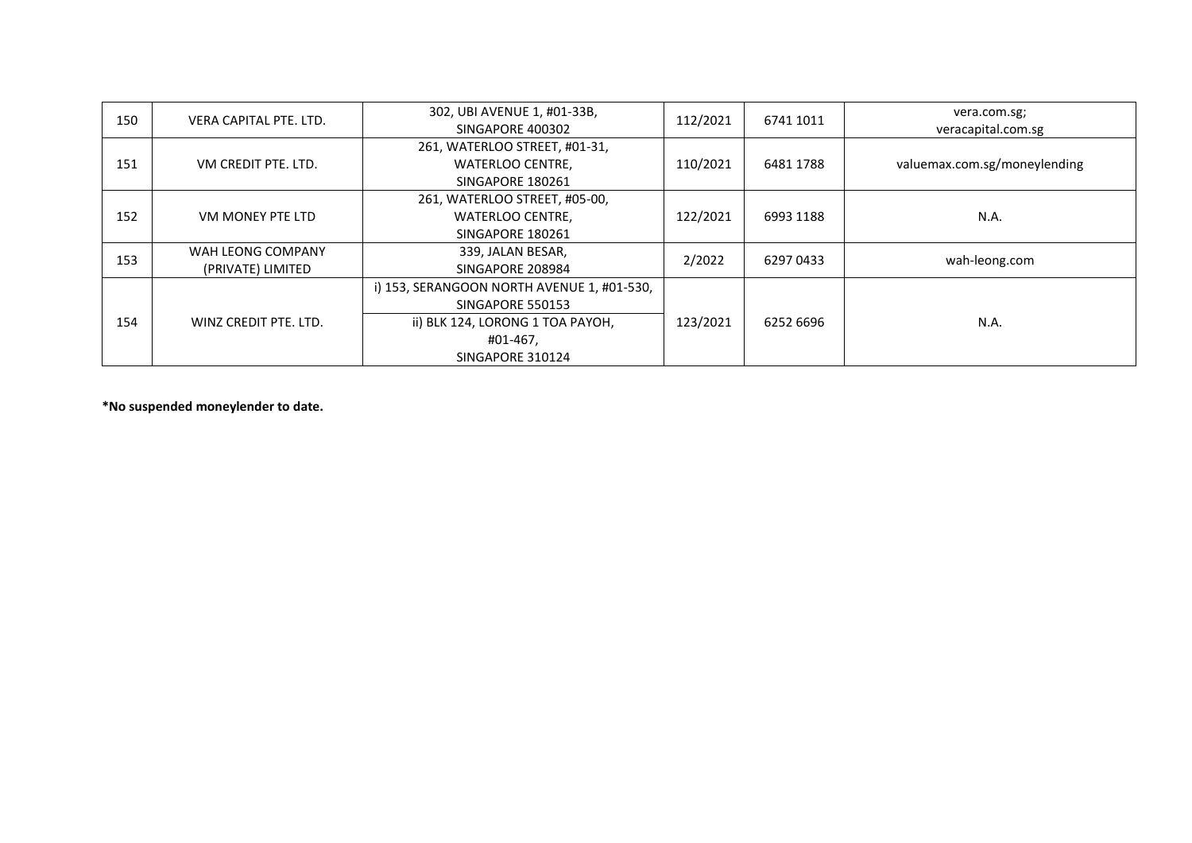| | | | | | |
|---|---|---|---|---|---|
| 150 | VERA CAPITAL PTE. LTD. | 302, UBI AVENUE 1, #01-33B, SINGAPORE 400302 | 112/2021 | 6741 1011 | vera.com.sg; veracapital.com.sg |
| 151 | VM CREDIT PTE. LTD. | 261, WATERLOO STREET, #01-31, WATERLOO CENTRE, SINGAPORE 180261 | 110/2021 | 6481 1788 | valuemax.com.sg/moneylending |
| 152 | VM MONEY PTE LTD | 261, WATERLOO STREET, #05-00, WATERLOO CENTRE, SINGAPORE 180261 | 122/2021 | 6993 1188 | N.A. |
| 153 | WAH LEONG COMPANY (PRIVATE) LIMITED | 339, JALAN BESAR, SINGAPORE 208984 | 2/2022 | 6297 0433 | wah-leong.com |
| 154 | WINZ CREDIT PTE. LTD. | i) 153, SERANGOON NORTH AVENUE 1, #01-530, SINGAPORE 550153<br>ii) BLK 124, LORONG 1 TOA PAYOH, #01-467, SINGAPORE 310124 | 123/2021 | 6252 6696 | N.A. |

**\*No suspended moneylender to date.**